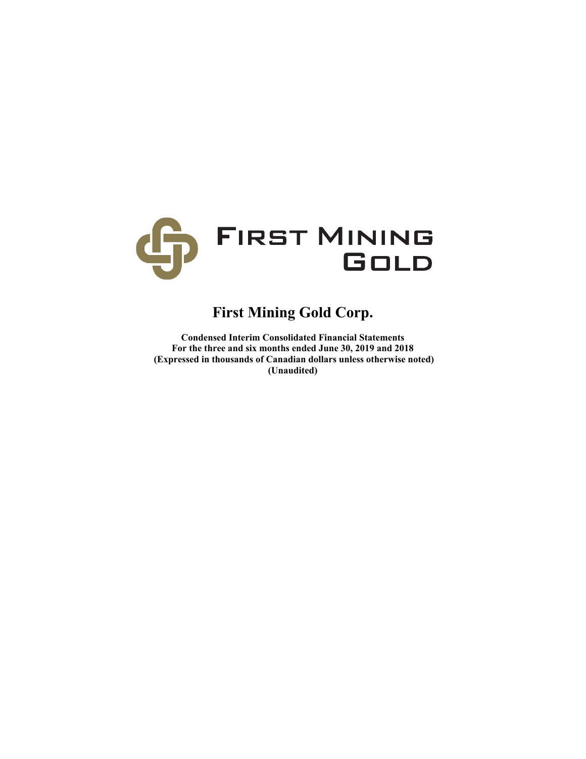FIRST MINING GOLD

# First Mining Gold Corp.

**Condensed Interim Consolidated Financial Statements**
**For the three and six months ended June 30, 2019 and 2018**
**(Expressed in thousands of Canadian dollars unless otherwise noted)**
**(Unaudited)**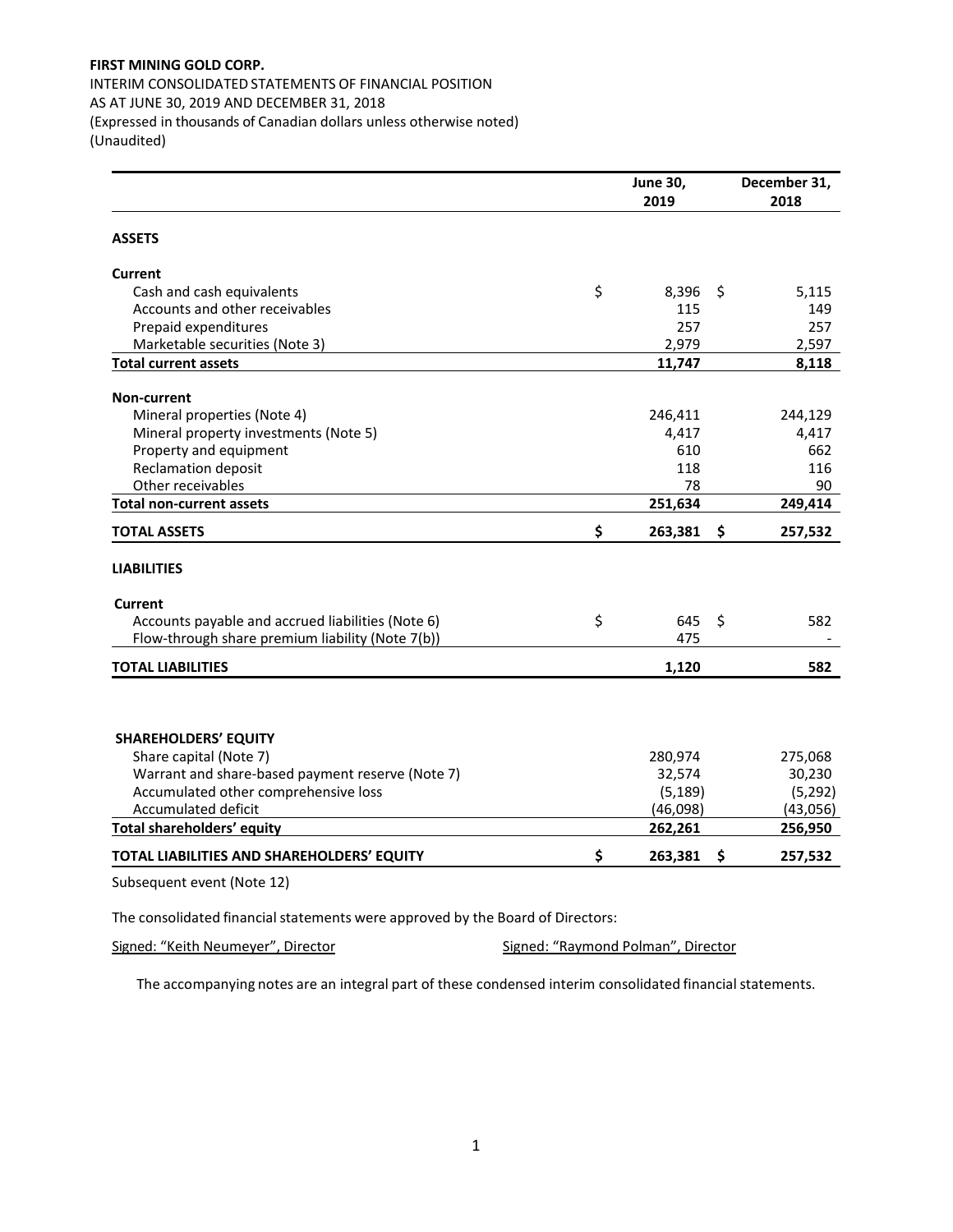**FIRST MINING GOLD CORP.**
INTERIM CONSOLIDATED STATEMENTS OF FINANCIAL POSITION
AS AT JUNE 30, 2019 AND DECEMBER 31, 2018
(Expressed in thousands of Canadian dollars unless otherwise noted)
(Unaudited)

| | June 30, 2019 | December 31, 2018 |
|---|---|---|
| **ASSETS** | | |
| **Current** | | |
| Cash and cash equivalents | $ 8,396 | $ 5,115 |
| Accounts and other receivables | 115 | 149 |
| Prepaid expenditures | 257 | 257 |
| Marketable securities (Note 3) | 2,979 | 2,597 |
| **Total current assets** | **11,747** | **8,118** |
| **Non-current** | | |
| Mineral properties (Note 4) | 246,411 | 244,129 |
| Mineral property investments (Note 5) | 4,417 | 4,417 |
| Property and equipment | 610 | 662 |
| Reclamation deposit | 118 | 116 |
| Other receivables | 78 | 90 |
| **Total non-current assets** | **251,634** | **249,414** |
| **TOTAL ASSETS** | **$ 263,381** | **$ 257,532** |
| **LIABILITIES** | | |
| **Current** | | |
| Accounts payable and accrued liabilities (Note 6) | $ 645 | $ 582 |
| Flow-through share premium liability (Note 7(b)) | 475 | - |
| **TOTAL LIABILITIES** | **1,120** | **582** |
| **SHAREHOLDERS' EQUITY** | | |
| Share capital (Note 7) | 280,974 | 275,068 |
| Warrant and share-based payment reserve (Note 7) | 32,574 | 30,230 |
| Accumulated other comprehensive loss | (5,189) | (5,292) |
| Accumulated deficit | (46,098) | (43,056) |
| **Total shareholders' equity** | **262,261** | **256,950** |
| **TOTAL LIABILITIES AND SHAREHOLDERS' EQUITY** | **$ 263,381** | **$ 257,532** |

Subsequent event (Note 12)

The consolidated financial statements were approved by the Board of Directors:

Signed: "Keith Neumeyer", Director    Signed: "Raymond Polman", Director

The accompanying notes are an integral part of these condensed interim consolidated financial statements.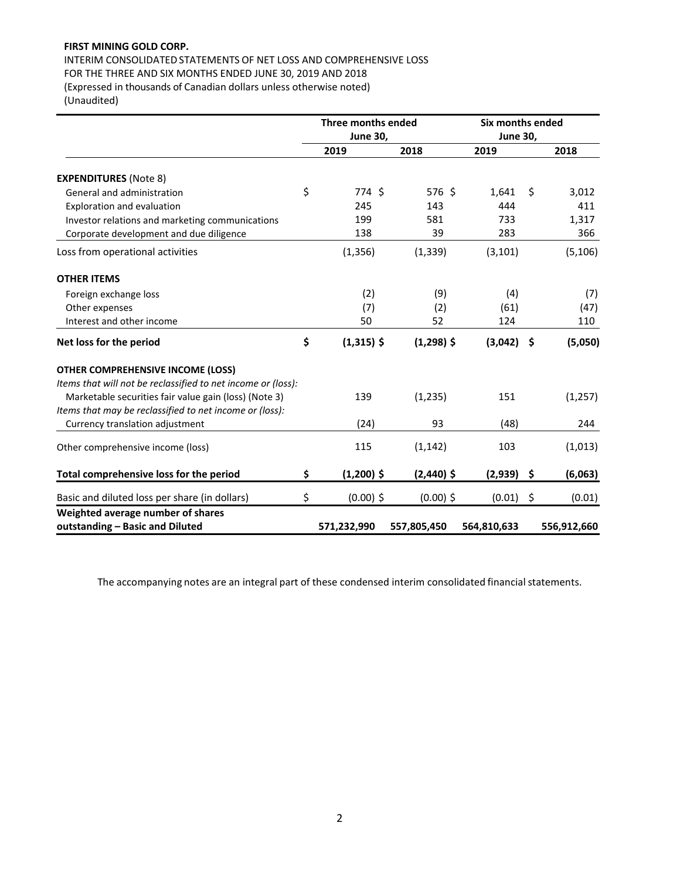**FIRST MINING GOLD CORP.**

INTERIM CONSOLIDATED STATEMENTS OF NET LOSS AND COMPREHENSIVE LOSS
FOR THE THREE AND SIX MONTHS ENDED JUNE 30, 2019 AND 2018
(Expressed in thousands of Canadian dollars unless otherwise noted)
(Unaudited)

| | Three months ended June 30, | | Six months ended June 30, | |
|---|---|---|---|---|
| | **2019** | **2018** | **2019** | **2018** |
| **EXPENDITURES** (Note 8) | | | | |
| General and administration | $ 774 | $ 576 | $ 1,641 | $ 3,012 |
| Exploration and evaluation | 245 | 143 | 444 | 411 |
| Investor relations and marketing communications | 199 | 581 | 733 | 1,317 |
| Corporate development and due diligence | 138 | 39 | 283 | 366 |
| Loss from operational activities | (1,356) | (1,339) | (3,101) | (5,106) |
| **OTHER ITEMS** | | | | |
| Foreign exchange loss | (2) | (9) | (4) | (7) |
| Other expenses | (7) | (2) | (61) | (47) |
| Interest and other income | 50 | 52 | 124 | 110 |
| **Net loss for the period** | **$ (1,315)** | **$ (1,298)** | **$ (3,042)** | **$ (5,050)** |
| **OTHER COMPREHENSIVE INCOME (LOSS)** | | | | |
| *Items that will not be reclassified to net income or (loss):* | | | | |
| Marketable securities fair value gain (loss) (Note 3) | 139 | (1,235) | 151 | (1,257) |
| *Items that may be reclassified to net income or (loss):* | | | | |
| Currency translation adjustment | (24) | 93 | (48) | 244 |
| Other comprehensive income (loss) | 115 | (1,142) | 103 | (1,013) |
| **Total comprehensive loss for the period** | **$ (1,200)** | **$ (2,440)** | **$ (2,939)** | **$ (6,063)** |
| Basic and diluted loss per share (in dollars) | $ (0.00) | $ (0.00) | $ (0.01) | $ (0.01) |
| **Weighted average number of shares outstanding – Basic and Diluted** | **571,232,990** | **557,805,450** | **564,810,633** | **556,912,660** |

The accompanying notes are an integral part of these condensed interim consolidated financial statements.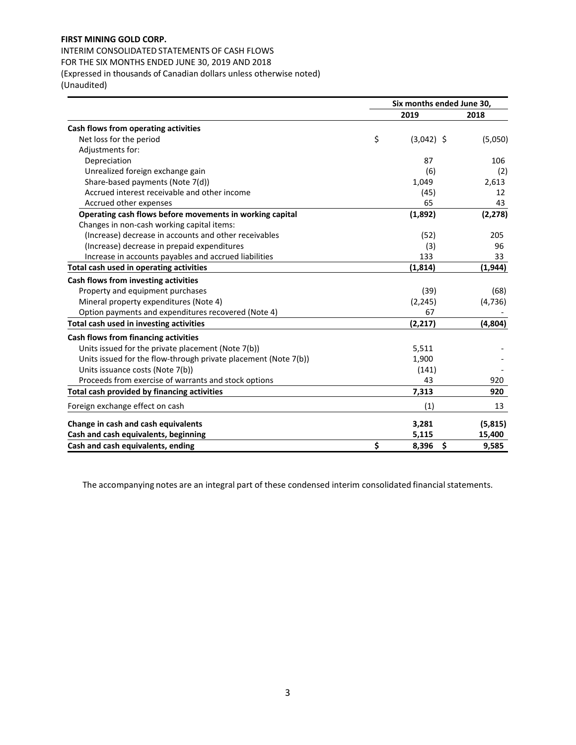**FIRST MINING GOLD CORP.**

INTERIM CONSOLIDATED STATEMENTS OF CASH FLOWS
FOR THE SIX MONTHS ENDED JUNE 30, 2019 AND 2018
(Expressed in thousands of Canadian dollars unless otherwise noted)
(Unaudited)

| | Six months ended June 30, | |
|---|---|---|
| | **2019** | **2018** |
| **Cash flows from operating activities** | | |
| Net loss for the period | $ (3,042) | $ (5,050) |
| Adjustments for: | | |
| Depreciation | 87 | 106 |
| Unrealized foreign exchange gain | (6) | (2) |
| Share-based payments (Note 7(d)) | 1,049 | 2,613 |
| Accrued interest receivable and other income | (45) | 12 |
| Accrued other expenses | 65 | 43 |
| **Operating cash flows before movements in working capital** | **(1,892)** | **(2,278)** |
| Changes in non-cash working capital items: | | |
| (Increase) decrease in accounts and other receivables | (52) | 205 |
| (Increase) decrease in prepaid expenditures | (3) | 96 |
| Increase in accounts payables and accrued liabilities | 133 | 33 |
| **Total cash used in operating activities** | **(1,814)** | **(1,944)** |
| **Cash flows from investing activities** | | |
| Property and equipment purchases | (39) | (68) |
| Mineral property expenditures (Note 4) | (2,245) | (4,736) |
| Option payments and expenditures recovered (Note 4) | 67 | - |
| **Total cash used in investing activities** | **(2,217)** | **(4,804)** |
| **Cash flows from financing activities** | | |
| Units issued for the private placement (Note 7(b)) | 5,511 | - |
| Units issued for the flow-through private placement (Note 7(b)) | 1,900 | - |
| Units issuance costs (Note 7(b)) | (141) | - |
| Proceeds from exercise of warrants and stock options | 43 | 920 |
| **Total cash provided by financing activities** | **7,313** | **920** |
| Foreign exchange effect on cash | (1) | 13 |
| **Change in cash and cash equivalents** | **3,281** | **(5,815)** |
| **Cash and cash equivalents, beginning** | **5,115** | **15,400** |
| **Cash and cash equivalents, ending** | **$ 8,396** | **$ 9,585** |

The accompanying notes are an integral part of these condensed interim consolidated financial statements.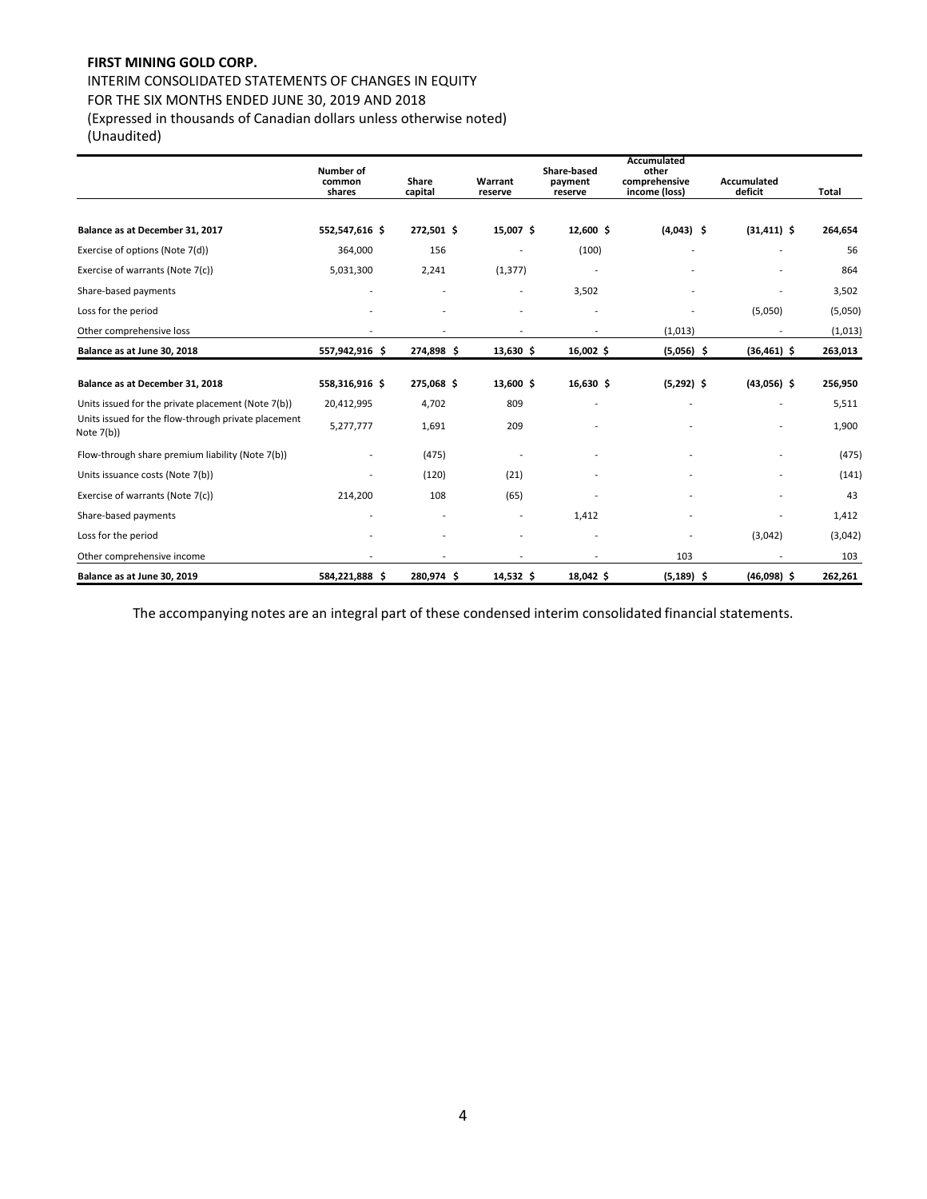**FIRST MINING GOLD CORP.**

INTERIM CONSOLIDATED STATEMENTS OF CHANGES IN EQUITY
FOR THE SIX MONTHS ENDED JUNE 30, 2019 AND 2018
(Expressed in thousands of Canadian dollars unless otherwise noted)
(Unaudited)

| | Number of common shares | Share capital | Warrant reserve | Share-based payment reserve | Accumulated other comprehensive income (loss) | Accumulated deficit | Total |
|---|---|---|---|---|---|---|---|
| **Balance as at December 31, 2017** | **552,547,616 $** | **272,501 $** | **15,007 $** | **12,600 $** | **(4,043) $** | **(31,411) $** | **264,654** |
| Exercise of options (Note 7(d)) | 364,000 | 156 | - | (100) | - | - | 56 |
| Exercise of warrants (Note 7(c)) | 5,031,300 | 2,241 | (1,377) | - | - | - | 864 |
| Share-based payments | - | - | - | 3,502 | - | - | 3,502 |
| Loss for the period | - | - | - | - | - | (5,050) | (5,050) |
| Other comprehensive loss | - | - | - | - | (1,013) | - | (1,013) |
| **Balance as at June 30, 2018** | **557,942,916 $** | **274,898 $** | **13,630 $** | **16,002 $** | **(5,056) $** | **(36,461) $** | **263,013** |
| | | | | | | | |
| **Balance as at December 31, 2018** | **558,316,916 $** | **275,068 $** | **13,600 $** | **16,630 $** | **(5,292) $** | **(43,056) $** | **256,950** |
| Units issued for the private placement (Note 7(b)) | 20,412,995 | 4,702 | 809 | - | - | - | 5,511 |
| Units issued for the flow-through private placement Note 7(b)) | 5,277,777 | 1,691 | 209 | - | - | - | 1,900 |
| Flow-through share premium liability (Note 7(b)) | - | (475) | - | - | - | - | (475) |
| Units issuance costs (Note 7(b)) | - | (120) | (21) | - | - | - | (141) |
| Exercise of warrants (Note 7(c)) | 214,200 | 108 | (65) | - | - | - | 43 |
| Share-based payments | - | - | - | 1,412 | - | - | 1,412 |
| Loss for the period | - | - | - | - | - | (3,042) | (3,042) |
| Other comprehensive income | - | - | - | - | 103 | - | 103 |
| **Balance as at June 30, 2019** | **584,221,888 $** | **280,974 $** | **14,532 $** | **18,042 $** | **(5,189) $** | **(46,098) $** | **262,261** |

The accompanying notes are an integral part of these condensed interim consolidated financial statements.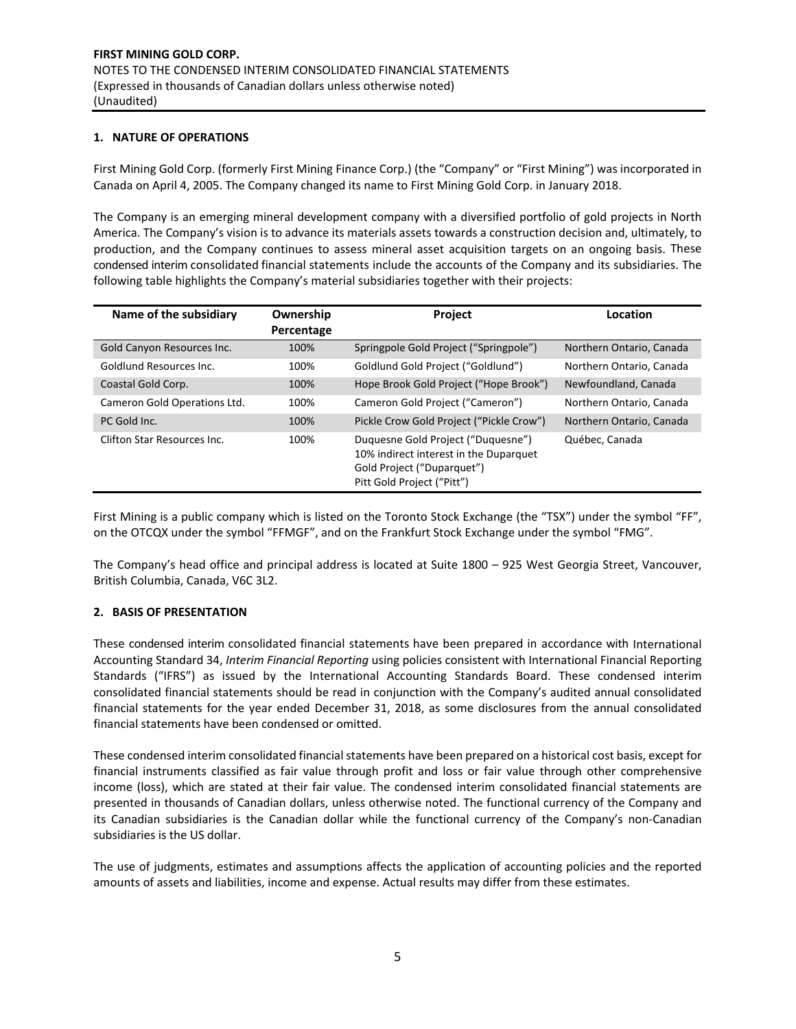**FIRST MINING GOLD CORP.**
NOTES TO THE CONDENSED INTERIM CONSOLIDATED FINANCIAL STATEMENTS
(Expressed in thousands of Canadian dollars unless otherwise noted)
(Unaudited)

## 1. NATURE OF OPERATIONS

First Mining Gold Corp. (formerly First Mining Finance Corp.) (the "Company" or "First Mining") was incorporated in Canada on April 4, 2005. The Company changed its name to First Mining Gold Corp. in January 2018.

The Company is an emerging mineral development company with a diversified portfolio of gold projects in North America. The Company's vision is to advance its materials assets towards a construction decision and, ultimately, to production, and the Company continues to assess mineral asset acquisition targets on an ongoing basis. These condensed interim consolidated financial statements include the accounts of the Company and its subsidiaries. The following table highlights the Company's material subsidiaries together with their projects:

| Name of the subsidiary | Ownership Percentage | Project | Location |
|---|---|---|---|
| Gold Canyon Resources Inc. | 100% | Springpole Gold Project ("Springpole") | Northern Ontario, Canada |
| Goldlund Resources Inc. | 100% | Goldlund Gold Project ("Goldlund") | Northern Ontario, Canada |
| Coastal Gold Corp. | 100% | Hope Brook Gold Project ("Hope Brook") | Newfoundland, Canada |
| Cameron Gold Operations Ltd. | 100% | Cameron Gold Project ("Cameron") | Northern Ontario, Canada |
| PC Gold Inc. | 100% | Pickle Crow Gold Project ("Pickle Crow") | Northern Ontario, Canada |
| Clifton Star Resources Inc. | 100% | Duquesne Gold Project ("Duquesne") 10% indirect interest in the Duparquet Gold Project ("Duparquet") Pitt Gold Project ("Pitt") | Québec, Canada |

First Mining is a public company which is listed on the Toronto Stock Exchange (the "TSX") under the symbol "FF", on the OTCQX under the symbol "FFMGF", and on the Frankfurt Stock Exchange under the symbol "FMG".

The Company's head office and principal address is located at Suite 1800 – 925 West Georgia Street, Vancouver, British Columbia, Canada, V6C 3L2.

## 2. BASIS OF PRESENTATION

These condensed interim consolidated financial statements have been prepared in accordance with International Accounting Standard 34, *Interim Financial Reporting* using policies consistent with International Financial Reporting Standards ("IFRS") as issued by the International Accounting Standards Board. These condensed interim consolidated financial statements should be read in conjunction with the Company's audited annual consolidated financial statements for the year ended December 31, 2018, as some disclosures from the annual consolidated financial statements have been condensed or omitted.

These condensed interim consolidated financial statements have been prepared on a historical cost basis, except for financial instruments classified as fair value through profit and loss or fair value through other comprehensive income (loss), which are stated at their fair value. The condensed interim consolidated financial statements are presented in thousands of Canadian dollars, unless otherwise noted. The functional currency of the Company and its Canadian subsidiaries is the Canadian dollar while the functional currency of the Company's non-Canadian subsidiaries is the US dollar.

The use of judgments, estimates and assumptions affects the application of accounting policies and the reported amounts of assets and liabilities, income and expense. Actual results may differ from these estimates.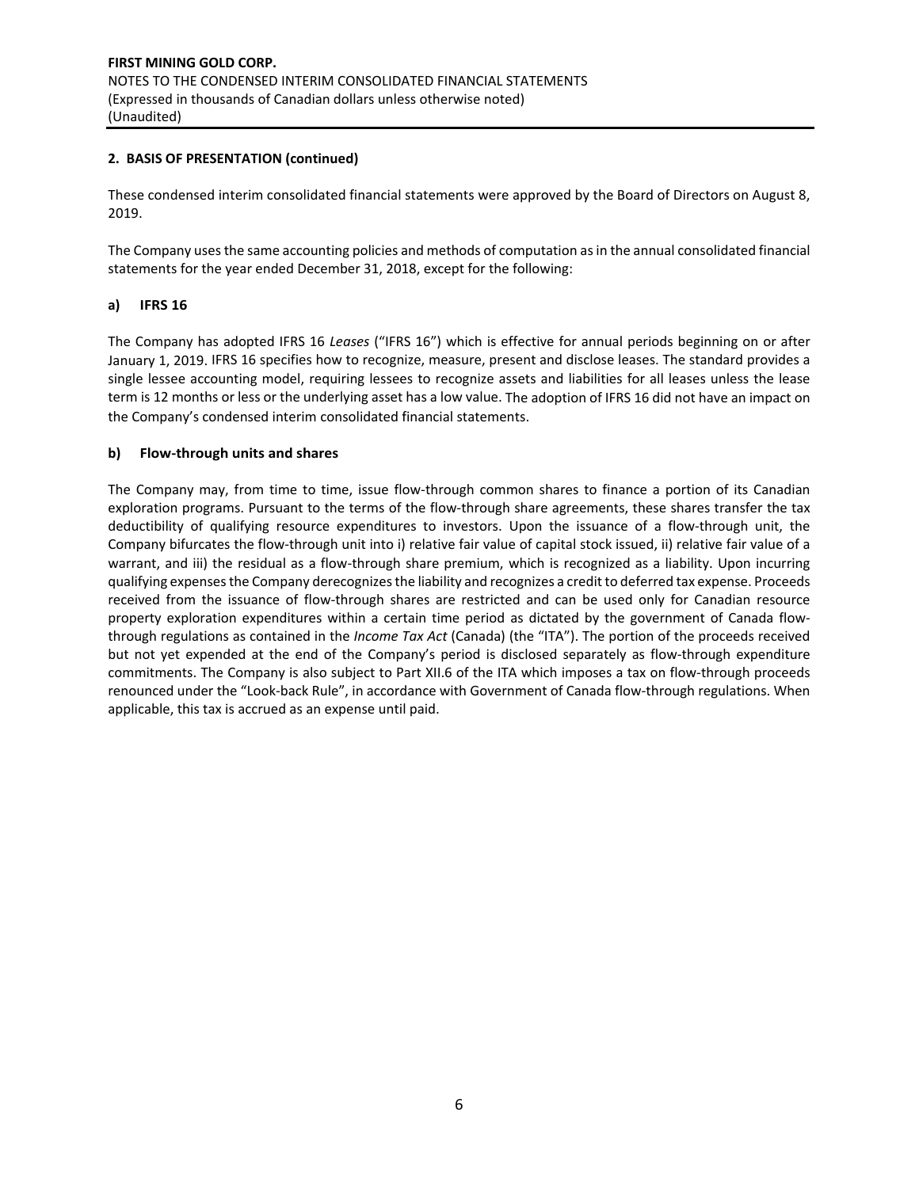## 2. BASIS OF PRESENTATION (continued)

These condensed interim consolidated financial statements were approved by the Board of Directors on August 8, 2019.

The Company uses the same accounting policies and methods of computation as in the annual consolidated financial statements for the year ended December 31, 2018, except for the following:

### a) IFRS 16

The Company has adopted IFRS 16 *Leases* ("IFRS 16") which is effective for annual periods beginning on or after January 1, 2019. IFRS 16 specifies how to recognize, measure, present and disclose leases. The standard provides a single lessee accounting model, requiring lessees to recognize assets and liabilities for all leases unless the lease term is 12 months or less or the underlying asset has a low value. The adoption of IFRS 16 did not have an impact on the Company's condensed interim consolidated financial statements.

### b) Flow-through units and shares

The Company may, from time to time, issue flow-through common shares to finance a portion of its Canadian exploration programs. Pursuant to the terms of the flow-through share agreements, these shares transfer the tax deductibility of qualifying resource expenditures to investors. Upon the issuance of a flow-through unit, the Company bifurcates the flow-through unit into i) relative fair value of capital stock issued, ii) relative fair value of a warrant, and iii) the residual as a flow-through share premium, which is recognized as a liability. Upon incurring qualifying expenses the Company derecognizes the liability and recognizes a credit to deferred tax expense. Proceeds received from the issuance of flow-through shares are restricted and can be used only for Canadian resource property exploration expenditures within a certain time period as dictated by the government of Canada flow-through regulations as contained in the *Income Tax Act* (Canada) (the "ITA"). The portion of the proceeds received but not yet expended at the end of the Company's period is disclosed separately as flow-through expenditure commitments. The Company is also subject to Part XII.6 of the ITA which imposes a tax on flow-through proceeds renounced under the "Look-back Rule", in accordance with Government of Canada flow-through regulations. When applicable, this tax is accrued as an expense until paid.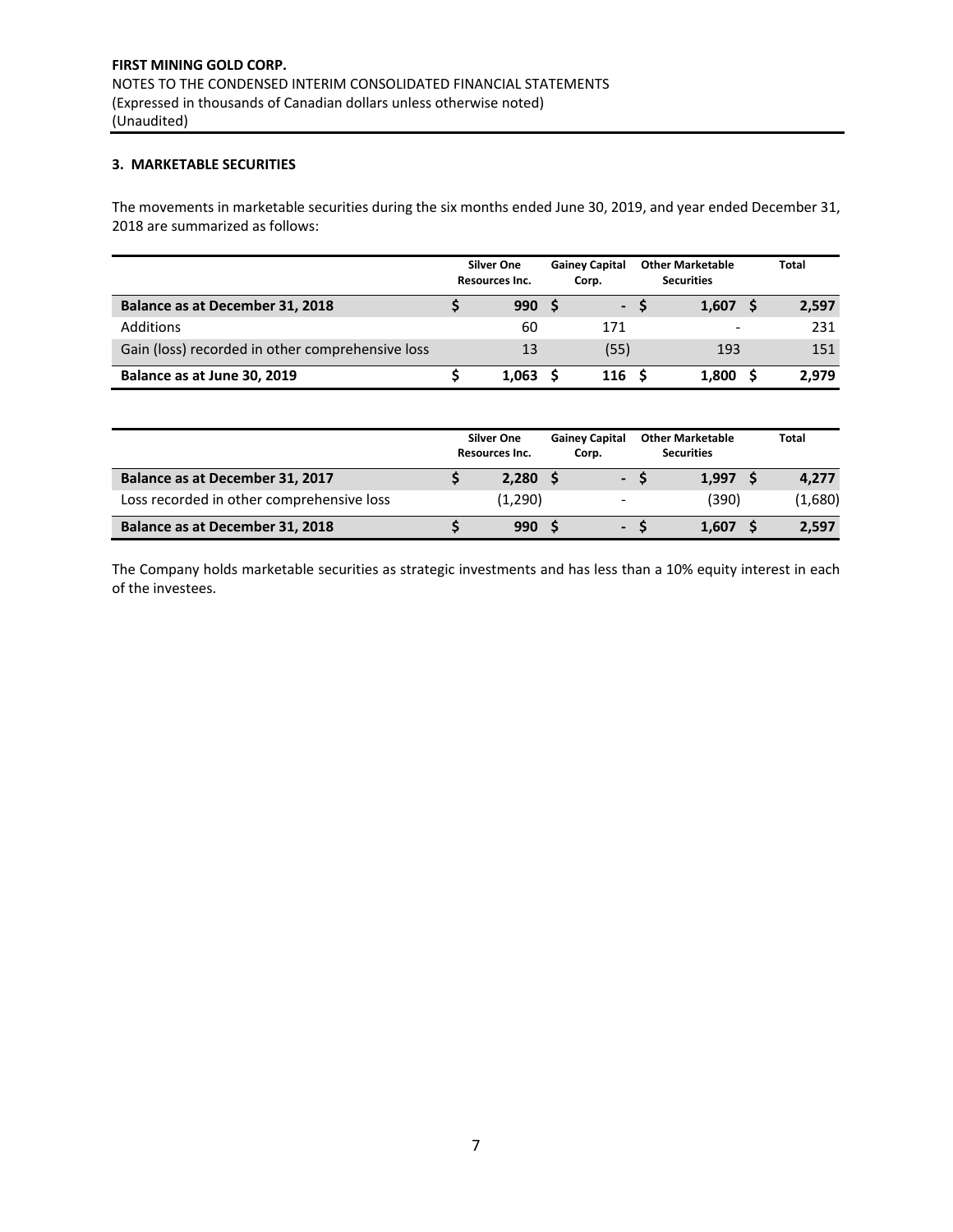**FIRST MINING GOLD CORP.**
NOTES TO THE CONDENSED INTERIM CONSOLIDATED FINANCIAL STATEMENTS
(Expressed in thousands of Canadian dollars unless otherwise noted)
(Unaudited)

### 3. MARKETABLE SECURITIES

The movements in marketable securities during the six months ended June 30, 2019, and year ended December 31, 2018 are summarized as follows:

| | Silver One Resources Inc. | Gainey Capital Corp. | Other Marketable Securities | Total |
|---|---|---|---|---|
| **Balance as at December 31, 2018** | **$ 990** | **$ -** | **$ 1,607** | **$ 2,597** |
| Additions | 60 | 171 | - | 231 |
| Gain (loss) recorded in other comprehensive loss | 13 | (55) | 193 | 151 |
| **Balance as at June 30, 2019** | **$ 1,063** | **$ 116** | **$ 1,800** | **$ 2,979** |

| | Silver One Resources Inc. | Gainey Capital Corp. | Other Marketable Securities | Total |
|---|---|---|---|---|
| **Balance as at December 31, 2017** | **$ 2,280** | **$ -** | **$ 1,997** | **$ 4,277** |
| Loss recorded in other comprehensive loss | (1,290) | - | (390) | (1,680) |
| **Balance as at December 31, 2018** | **$ 990** | **$ -** | **$ 1,607** | **$ 2,597** |

The Company holds marketable securities as strategic investments and has less than a 10% equity interest in each of the investees.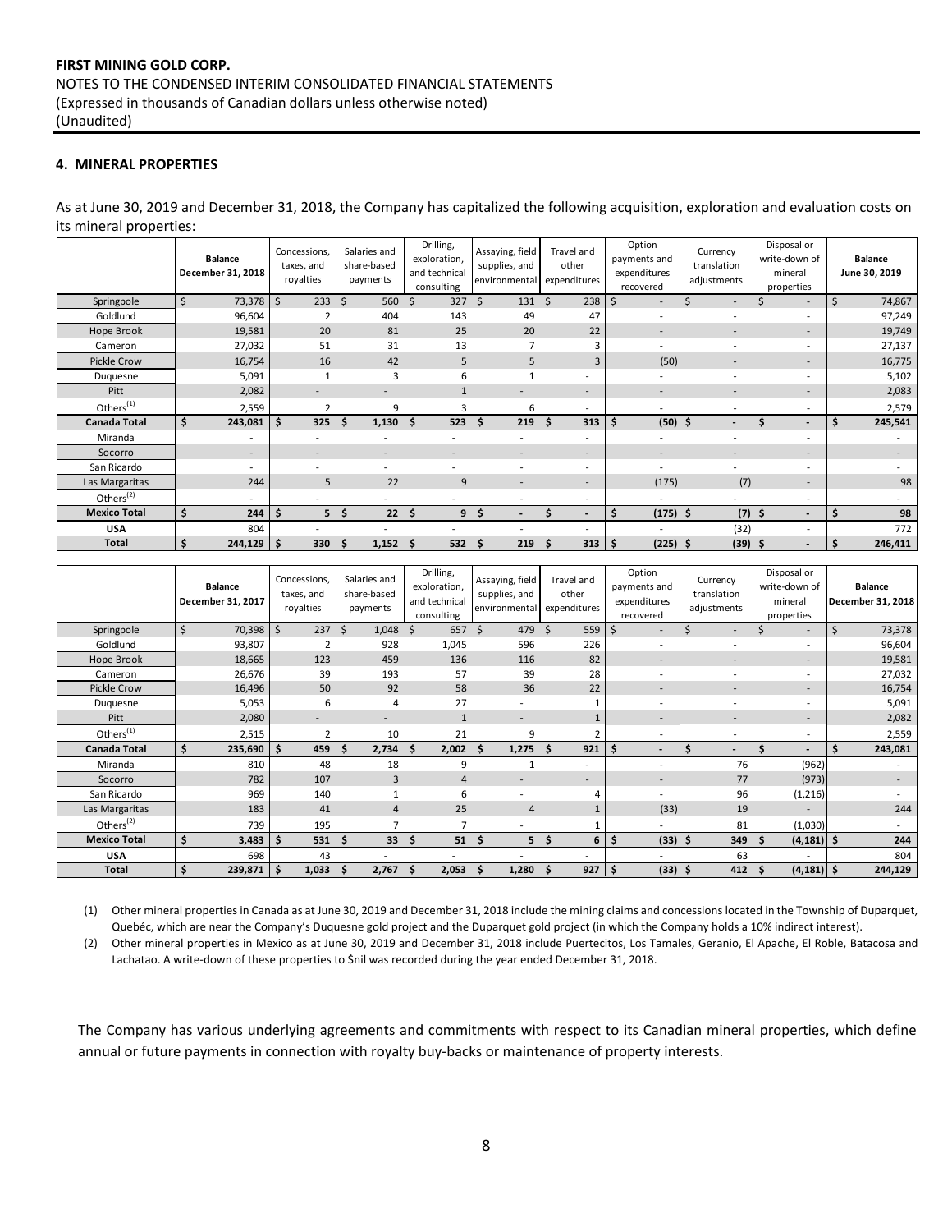## 4. MINERAL PROPERTIES

As at June 30, 2019 and December 31, 2018, the Company has capitalized the following acquisition, exploration and evaluation costs on its mineral properties:

| | Balance December 31, 2018 | Concessions, taxes, and royalties | Salaries and share-based payments | Drilling, exploration, and technical consulting | Assaying, field supplies, and environmental | Travel and other expenditures | Option payments and expenditures recovered | Currency translation adjustments | Disposal or write-down of mineral properties | Balance June 30, 2019 |
|---|---|---|---|---|---|---|---|---|---|---|
| Springpole | $ 73,378 | $ 233 | $ 560 | $ 327 | $ 131 | $ 238 | $ - | $ - | $ - | $ 74,867 |
| Goldlund | 96,604 | 2 | 404 | 143 | 49 | 47 | - | - | - | 97,249 |
| Hope Brook | 19,581 | 20 | 81 | 25 | 20 | 22 | - | - | - | 19,749 |
| Cameron | 27,032 | 51 | 31 | 13 | 7 | 3 | - | - | - | 27,137 |
| Pickle Crow | 16,754 | 16 | 42 | 5 | 5 | 3 | (50) | - | - | 16,775 |
| Duquesne | 5,091 | 1 | 3 | 6 | 1 | - | - | - | - | 5,102 |
| Pitt | 2,082 | - | - | 1 | - | - | - | - | - | 2,083 |
| Others[(1)] | 2,559 | 2 | 9 | 3 | 6 | - | - | - | - | 2,579 |
| **Canada Total** | **$ 243,081** | **$ 325** | **$ 1,130** | **$ 523** | **$ 219** | **$ 313** | **$ (50)** | **$ -** | **$ -** | **$ 245,541** |
| Miranda | - | - | - | - | - | - | - | - | - | - |
| Socorro | - | - | - | - | - | - | - | - | - | - |
| San Ricardo | - | - | - | - | - | - | - | - | - | - |
| Las Margaritas | 244 | 5 | 22 | 9 | - | - | (175) | (7) | - | 98 |
| Others[(2)] | - | - | - | - | - | - | - | - | - | - |
| **Mexico Total** | **$ 244** | **$ 5** | **$ 22** | **$ 9** | **$ -** | **$ -** | **$ (175)** | **$ (7)** | **$ -** | **$ 98** |
| **USA** | 804 | - | - | - | - | - | - | (32) | - | 772 |
| **Total** | **$ 244,129** | **$ 330** | **$ 1,152** | **$ 532** | **$ 219** | **$ 313** | **$ (225)** | **$ (39)** | **$ -** | **$ 246,411** |

| | Balance December 31, 2017 | Concessions, taxes, and royalties | Salaries and share-based payments | Drilling, exploration, and technical consulting | Assaying, field supplies, and environmental | Travel and other expenditures | Option payments and expenditures recovered | Currency translation adjustments | Disposal or write-down of mineral properties | Balance December 31, 2018 |
|---|---|---|---|---|---|---|---|---|---|---|
| Springpole | $ 70,398 | $ 237 | $ 1,048 | $ 657 | $ 479 | $ 559 | $ - | $ - | $ - | $ 73,378 |
| Goldlund | 93,807 | 2 | 928 | 1,045 | 596 | 226 | - | - | - | 96,604 |
| Hope Brook | 18,665 | 123 | 459 | 136 | 116 | 82 | - | - | - | 19,581 |
| Cameron | 26,676 | 39 | 193 | 57 | 39 | 28 | - | - | - | 27,032 |
| Pickle Crow | 16,496 | 50 | 92 | 58 | 36 | 22 | - | - | - | 16,754 |
| Duquesne | 5,053 | 6 | 4 | 27 | - | 1 | - | - | - | 5,091 |
| Pitt | 2,080 | - | - | 1 | - | 1 | - | - | - | 2,082 |
| Others[(1)] | 2,515 | 2 | 10 | 21 | 9 | 2 | - | - | - | 2,559 |
| **Canada Total** | **$ 235,690** | **$ 459** | **$ 2,734** | **$ 2,002** | **$ 1,275** | **$ 921** | **$ -** | **$ -** | **$ -** | **$ 243,081** |
| Miranda | 810 | 48 | 18 | 9 | 1 | - | - | 76 | (962) | - |
| Socorro | 782 | 107 | 3 | 4 | - | - | - | 77 | (973) | - |
| San Ricardo | 969 | 140 | 1 | 6 | - | 4 | - | 96 | (1,216) | - |
| Las Margaritas | 183 | 41 | 4 | 25 | 4 | 1 | (33) | 19 | - | 244 |
| Others[(2)] | 739 | 195 | 7 | 7 | - | 1 | - | 81 | (1,030) | - |
| **Mexico Total** | **$ 3,483** | **$ 531** | **$ 33** | **$ 51** | **$ 5** | **$ 6** | **$ (33)** | **$ 349** | **$ (4,181)** | **$ 244** |
| **USA** | 698 | 43 | - | - | - | - | - | 63 | - | 804 |
| **Total** | **$ 239,871** | **$ 1,033** | **$ 2,767** | **$ 2,053** | **$ 1,280** | **$ 927** | **$ (33)** | **$ 412** | **$ (4,181)** | **$ 244,129** |

(1) Other mineral properties in Canada as at June 30, 2019 and December 31, 2018 include the mining claims and concessions located in the Township of Duparquet, Quebéc, which are near the Company's Duquesne gold project and the Duparquet gold project (in which the Company holds a 10% indirect interest).

(2) Other mineral properties in Mexico as at June 30, 2019 and December 31, 2018 include Puertecitos, Los Tamales, Geranio, El Apache, El Roble, Batacosa and Lachatao. A write-down of these properties to $nil was recorded during the year ended December 31, 2018.

The Company has various underlying agreements and commitments with respect to its Canadian mineral properties, which define annual or future payments in connection with royalty buy-backs or maintenance of property interests.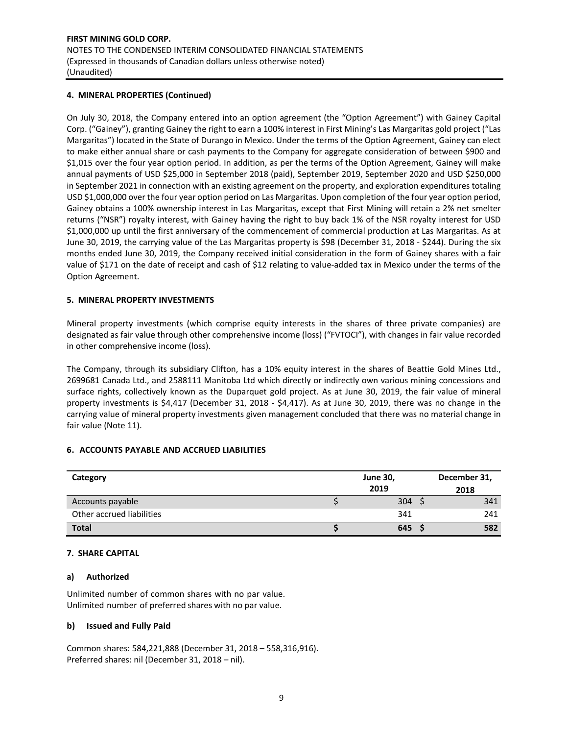**FIRST MINING GOLD CORP.**
NOTES TO THE CONDENSED INTERIM CONSOLIDATED FINANCIAL STATEMENTS
(Expressed in thousands of Canadian dollars unless otherwise noted)
(Unaudited)

## 4. MINERAL PROPERTIES (Continued)

On July 30, 2018, the Company entered into an option agreement (the "Option Agreement") with Gainey Capital Corp. ("Gainey"), granting Gainey the right to earn a 100% interest in First Mining's Las Margaritas gold project ("Las Margaritas") located in the State of Durango in Mexico. Under the terms of the Option Agreement, Gainey can elect to make either annual share or cash payments to the Company for aggregate consideration of between $900 and $1,015 over the four year option period. In addition, as per the terms of the Option Agreement, Gainey will make annual payments of USD $25,000 in September 2018 (paid), September 2019, September 2020 and USD $250,000 in September 2021 in connection with an existing agreement on the property, and exploration expenditures totaling USD $1,000,000 over the four year option period on Las Margaritas. Upon completion of the four year option period, Gainey obtains a 100% ownership interest in Las Margaritas, except that First Mining will retain a 2% net smelter returns ("NSR") royalty interest, with Gainey having the right to buy back 1% of the NSR royalty interest for USD $1,000,000 up until the first anniversary of the commencement of commercial production at Las Margaritas. As at June 30, 2019, the carrying value of the Las Margaritas property is $98 (December 31, 2018 - $244). During the six months ended June 30, 2019, the Company received initial consideration in the form of Gainey shares with a fair value of $171 on the date of receipt and cash of $12 relating to value-added tax in Mexico under the terms of the Option Agreement.

## 5. MINERAL PROPERTY INVESTMENTS

Mineral property investments (which comprise equity interests in the shares of three private companies) are designated as fair value through other comprehensive income (loss) ("FVTOCI"), with changes in fair value recorded in other comprehensive income (loss).

The Company, through its subsidiary Clifton, has a 10% equity interest in the shares of Beattie Gold Mines Ltd., 2699681 Canada Ltd., and 2588111 Manitoba Ltd which directly or indirectly own various mining concessions and surface rights, collectively known as the Duparquet gold project. As at June 30, 2019, the fair value of mineral property investments is $4,417 (December 31, 2018 - $4,417). As at June 30, 2019, there was no change in the carrying value of mineral property investments given management concluded that there was no material change in fair value (Note 11).

## 6. ACCOUNTS PAYABLE AND ACCRUED LIABILITIES

| Category | June 30, 2019 | December 31, 2018 |
|---|---|---|
| Accounts payable | $ 304 | $ 341 |
| Other accrued liabilities | 341 | 241 |
| **Total** | **$ 645** | **$ 582** |

## 7. SHARE CAPITAL

### a) Authorized

Unlimited number of common shares with no par value.
Unlimited number of preferred shares with no par value.

### b) Issued and Fully Paid

Common shares: 584,221,888 (December 31, 2018 – 558,316,916).
Preferred shares: nil (December 31, 2018 – nil).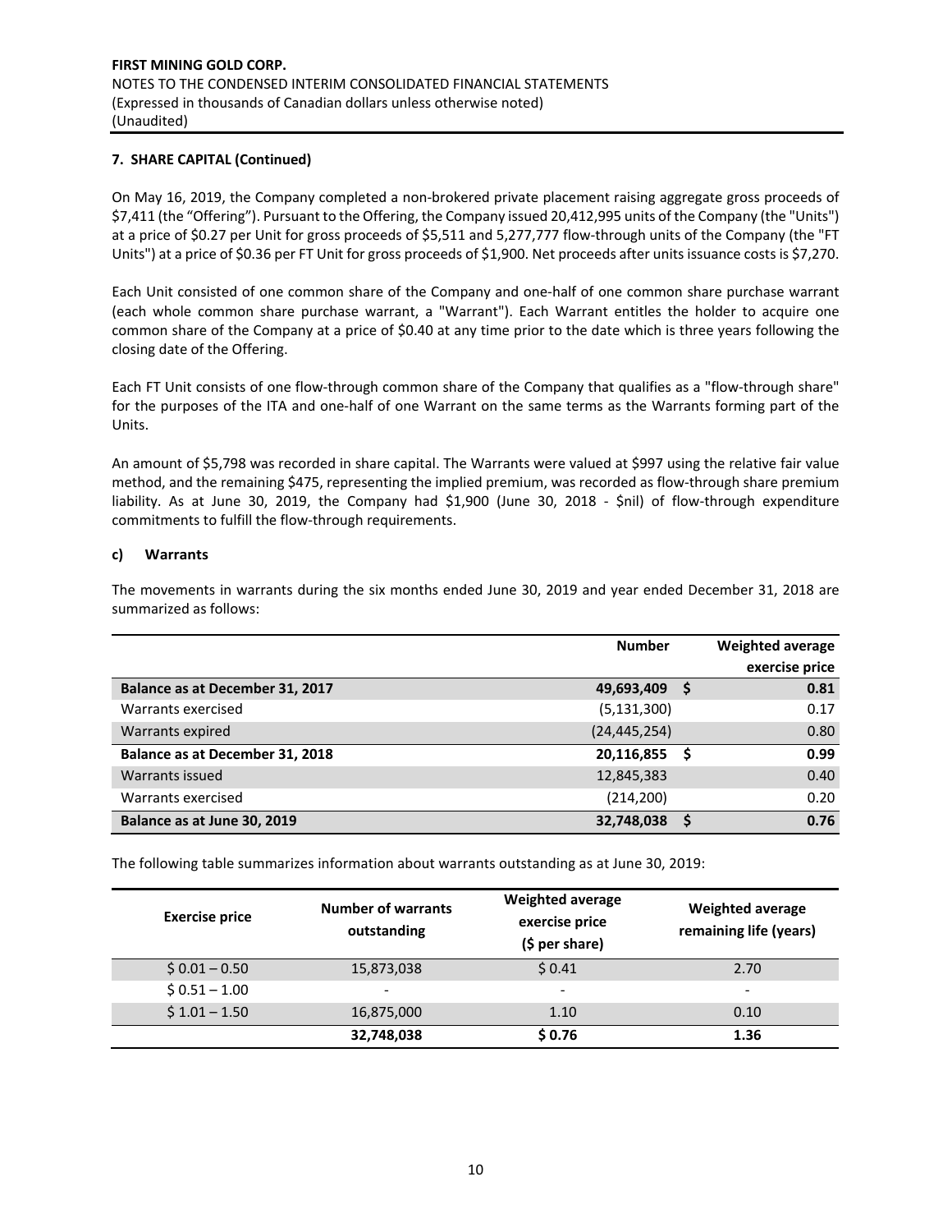**7. SHARE CAPITAL (Continued)**

On May 16, 2019, the Company completed a non-brokered private placement raising aggregate gross proceeds of $7,411 (the "Offering"). Pursuant to the Offering, the Company issued 20,412,995 units of the Company (the "Units") at a price of $0.27 per Unit for gross proceeds of $5,511 and 5,277,777 flow-through units of the Company (the "FT Units") at a price of $0.36 per FT Unit for gross proceeds of $1,900. Net proceeds after units issuance costs is $7,270.

Each Unit consisted of one common share of the Company and one-half of one common share purchase warrant (each whole common share purchase warrant, a "Warrant"). Each Warrant entitles the holder to acquire one common share of the Company at a price of $0.40 at any time prior to the date which is three years following the closing date of the Offering.

Each FT Unit consists of one flow-through common share of the Company that qualifies as a "flow-through share" for the purposes of the ITA and one-half of one Warrant on the same terms as the Warrants forming part of the Units.

An amount of $5,798 was recorded in share capital. The Warrants were valued at $997 using the relative fair value method, and the remaining $475, representing the implied premium, was recorded as flow-through share premium liability. As at June 30, 2019, the Company had $1,900 (June 30, 2018 - $nil) of flow-through expenditure commitments to fulfill the flow-through requirements.

**c) Warrants**

The movements in warrants during the six months ended June 30, 2019 and year ended December 31, 2018 are summarized as follows:

| | Number | Weighted average exercise price |
|---|---|---|
| **Balance as at December 31, 2017** | **49,693,409** | **$ 0.81** |
| Warrants exercised | (5,131,300) | 0.17 |
| Warrants expired | (24,445,254) | 0.80 |
| **Balance as at December 31, 2018** | **20,116,855** | **$ 0.99** |
| Warrants issued | 12,845,383 | 0.40 |
| Warrants exercised | (214,200) | 0.20 |
| **Balance as at June 30, 2019** | **32,748,038** | **$ 0.76** |

The following table summarizes information about warrants outstanding as at June 30, 2019:

| Exercise price | Number of warrants outstanding | Weighted average exercise price ($ per share) | Weighted average remaining life (years) |
|---|---|---|---|
| $ 0.01 – 0.50 | 15,873,038 | $ 0.41 | 2.70 |
| $ 0.51 – 1.00 | - | - | - |
| $ 1.01 – 1.50 | 16,875,000 | 1.10 | 0.10 |
| | **32,748,038** | **$ 0.76** | **1.36** |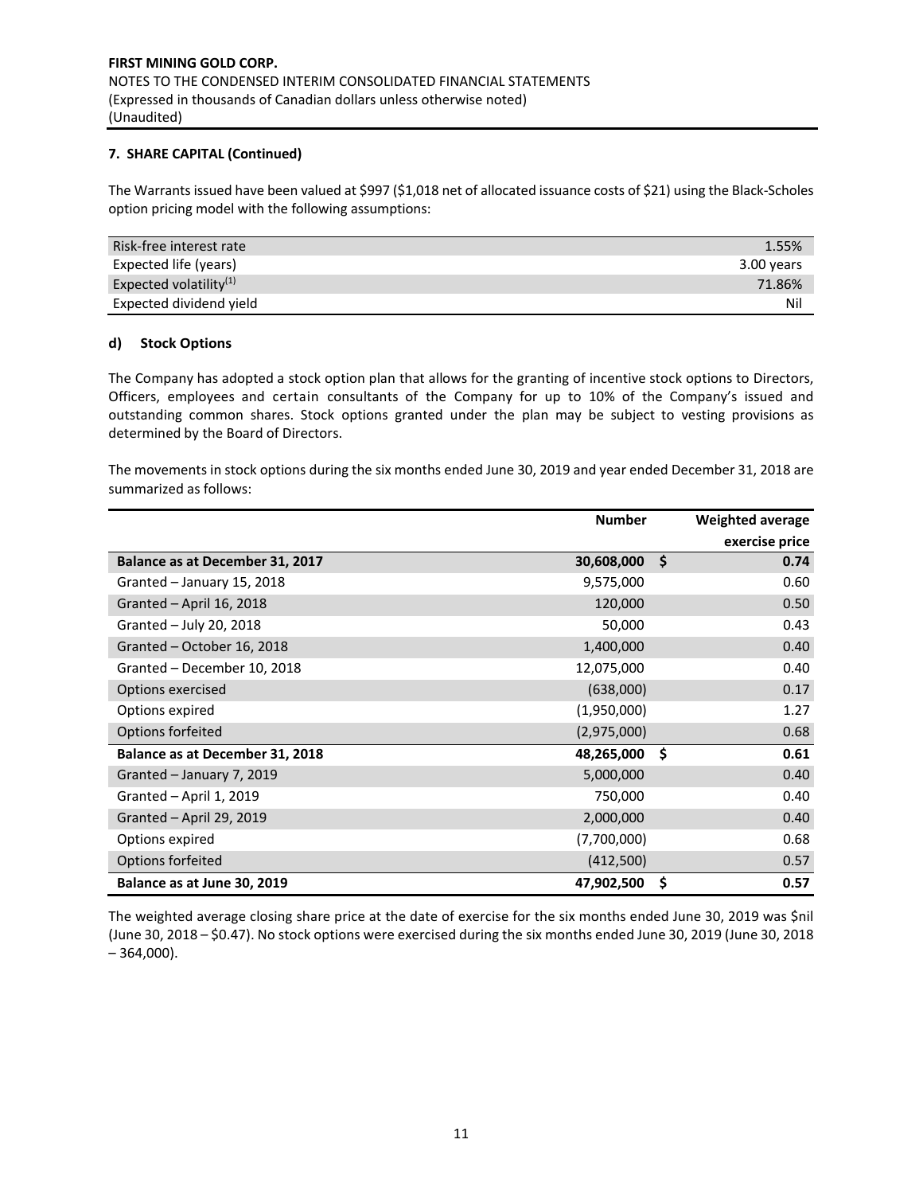**7. SHARE CAPITAL (Continued)**

The Warrants issued have been valued at $997 ($1,018 net of allocated issuance costs of $21) using the Black-Scholes option pricing model with the following assumptions:

| | |
|---|---|
| Risk-free interest rate | 1.55% |
| Expected life (years) | 3.00 years |
| Expected volatility[(1)] | 71.86% |
| Expected dividend yield | Nil |

**d) Stock Options**

The Company has adopted a stock option plan that allows for the granting of incentive stock options to Directors, Officers, employees and certain consultants of the Company for up to 10% of the Company's issued and outstanding common shares. Stock options granted under the plan may be subject to vesting provisions as determined by the Board of Directors.

The movements in stock options during the six months ended June 30, 2019 and year ended December 31, 2018 are summarized as follows:

| | Number | Weighted average exercise price |
|---|---|---|
| **Balance as at December 31, 2017** | **30,608,000** | **$ 0.74** |
| Granted – January 15, 2018 | 9,575,000 | 0.60 |
| Granted – April 16, 2018 | 120,000 | 0.50 |
| Granted – July 20, 2018 | 50,000 | 0.43 |
| Granted – October 16, 2018 | 1,400,000 | 0.40 |
| Granted – December 10, 2018 | 12,075,000 | 0.40 |
| Options exercised | (638,000) | 0.17 |
| Options expired | (1,950,000) | 1.27 |
| Options forfeited | (2,975,000) | 0.68 |
| **Balance as at December 31, 2018** | **48,265,000** | **$ 0.61** |
| Granted – January 7, 2019 | 5,000,000 | 0.40 |
| Granted – April 1, 2019 | 750,000 | 0.40 |
| Granted – April 29, 2019 | 2,000,000 | 0.40 |
| Options expired | (7,700,000) | 0.68 |
| Options forfeited | (412,500) | 0.57 |
| **Balance as at June 30, 2019** | **47,902,500** | **$ 0.57** |

The weighted average closing share price at the date of exercise for the six months ended June 30, 2019 was $nil (June 30, 2018 – $0.47). No stock options were exercised during the six months ended June 30, 2019 (June 30, 2018 – 364,000).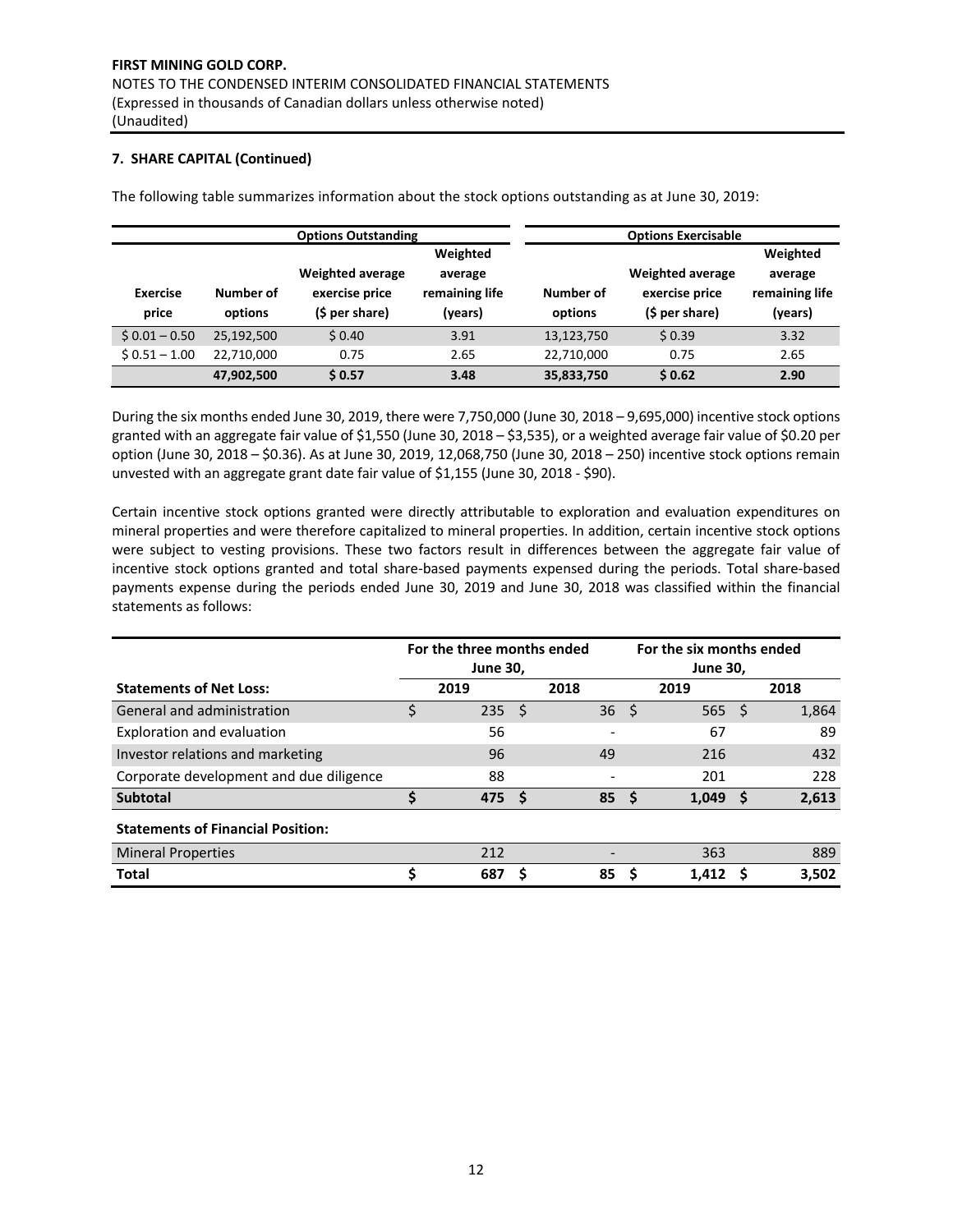**FIRST MINING GOLD CORP.**
NOTES TO THE CONDENSED INTERIM CONSOLIDATED FINANCIAL STATEMENTS
(Expressed in thousands of Canadian dollars unless otherwise noted)
(Unaudited)

**7. SHARE CAPITAL (Continued)**

The following table summarizes information about the stock options outstanding as at June 30, 2019:

| | Options Outstanding | | | Options Exercisable | | |
|---|---|---|---|---|---|---|
| Exercise price | Number of options | Weighted average exercise price ($ per share) | Weighted average remaining life (years) | Number of options | Weighted average exercise price ($ per share) | Weighted average remaining life (years) |
| $ 0.01 – 0.50 | 25,192,500 | $ 0.40 | 3.91 | 13,123,750 | $ 0.39 | 3.32 |
| $ 0.51 – 1.00 | 22,710,000 | 0.75 | 2.65 | 22,710,000 | 0.75 | 2.65 |
| | **47,902,500** | **$ 0.57** | **3.48** | **35,833,750** | **$ 0.62** | **2.90** |

During the six months ended June 30, 2019, there were 7,750,000 (June 30, 2018 – 9,695,000) incentive stock options granted with an aggregate fair value of $1,550 (June 30, 2018 – $3,535), or a weighted average fair value of $0.20 per option (June 30, 2018 – $0.36). As at June 30, 2019, 12,068,750 (June 30, 2018 – 250) incentive stock options remain unvested with an aggregate grant date fair value of $1,155 (June 30, 2018 - $90).

Certain incentive stock options granted were directly attributable to exploration and evaluation expenditures on mineral properties and were therefore capitalized to mineral properties. In addition, certain incentive stock options were subject to vesting provisions. These two factors result in differences between the aggregate fair value of incentive stock options granted and total share-based payments expensed during the periods. Total share-based payments expense during the periods ended June 30, 2019 and June 30, 2018 was classified within the financial statements as follows:

| | For the three months ended June 30, | | For the six months ended June 30, | |
|---|---|---|---|---|
| **Statements of Net Loss:** | **2019** | **2018** | **2019** | **2018** |
| General and administration | $ 235 | $ 36 | $ 565 | $ 1,864 |
| Exploration and evaluation | 56 | - | 67 | 89 |
| Investor relations and marketing | 96 | 49 | 216 | 432 |
| Corporate development and due diligence | 88 | - | 201 | 228 |
| **Subtotal** | **$ 475** | **$ 85** | **$ 1,049** | **$ 2,613** |
| **Statements of Financial Position:** | | | | |
| Mineral Properties | 212 | - | 363 | 889 |
| **Total** | **$ 687** | **$ 85** | **$ 1,412** | **$ 3,502** |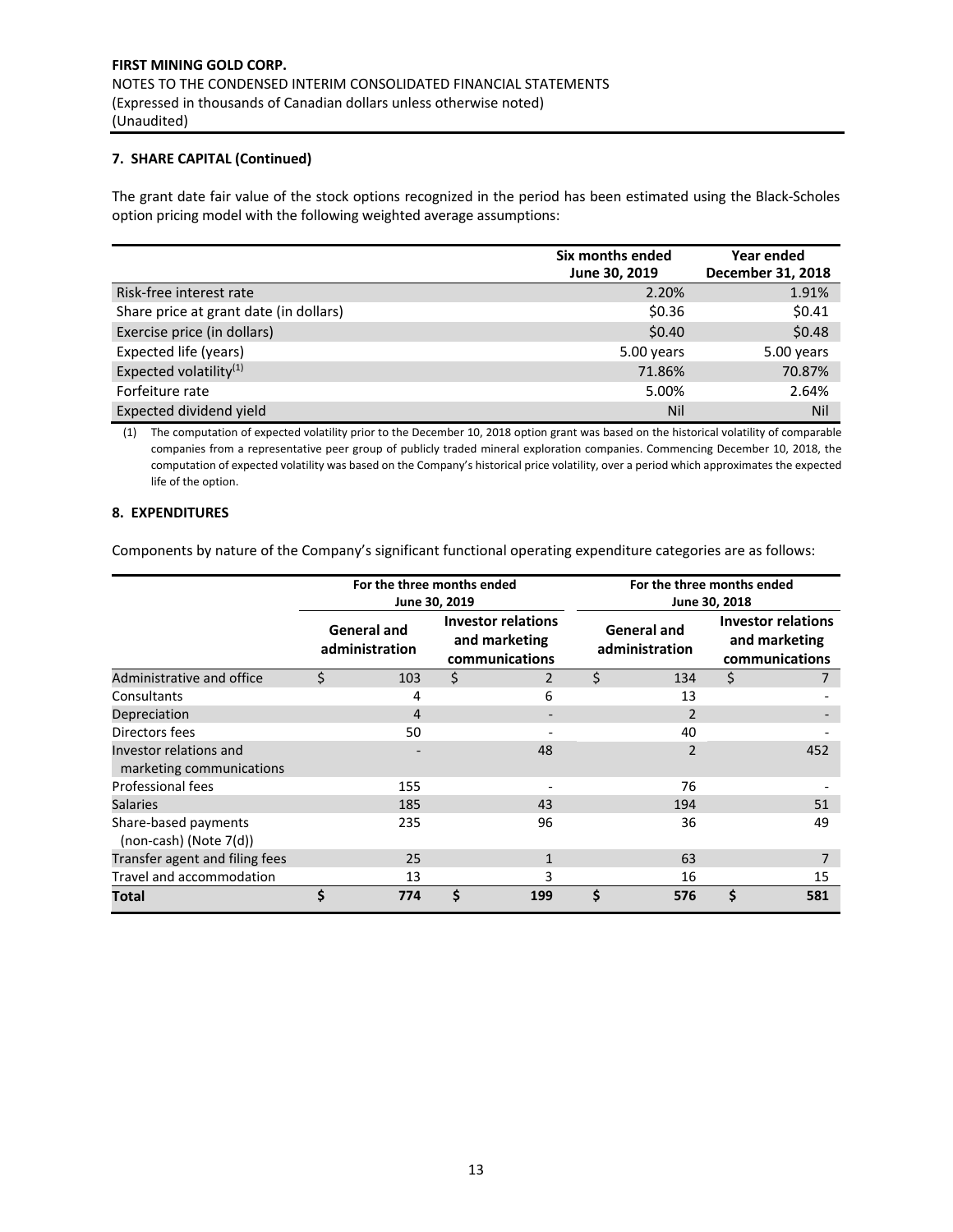**FIRST MINING GOLD CORP.**
NOTES TO THE CONDENSED INTERIM CONSOLIDATED FINANCIAL STATEMENTS
(Expressed in thousands of Canadian dollars unless otherwise noted)
(Unaudited)

### 7. SHARE CAPITAL (Continued)

The grant date fair value of the stock options recognized in the period has been estimated using the Black-Scholes option pricing model with the following weighted average assumptions:

| | Six months ended June 30, 2019 | Year ended December 31, 2018 |
|---|---|---|
| Risk-free interest rate | 2.20% | 1.91% |
| Share price at grant date (in dollars) | $0.36 | $0.41 |
| Exercise price (in dollars) | $0.40 | $0.48 |
| Expected life (years) | 5.00 years | 5.00 years |
| Expected volatility[(1)] | 71.86% | 70.87% |
| Forfeiture rate | 5.00% | 2.64% |
| Expected dividend yield | Nil | Nil |

(1) The computation of expected volatility prior to the December 10, 2018 option grant was based on the historical volatility of comparable companies from a representative peer group of publicly traded mineral exploration companies. Commencing December 10, 2018, the computation of expected volatility was based on the Company's historical price volatility, over a period which approximates the expected life of the option.

### 8. EXPENDITURES

Components by nature of the Company's significant functional operating expenditure categories are as follows:

| | For the three months ended June 30, 2019 | | For the three months ended June 30, 2018 | |
|---|---|---|---|---|
| | General and administration | Investor relations and marketing communications | General and administration | Investor relations and marketing communications |
| Administrative and office | $ 103 | $ 2 | $ 134 | $ 7 |
| Consultants | 4 | 6 | 13 | - |
| Depreciation | 4 | - | 2 | - |
| Directors fees | 50 | - | 40 | - |
| Investor relations and marketing communications | - | 48 | 2 | 452 |
| Professional fees | 155 | - | 76 | - |
| Salaries | 185 | 43 | 194 | 51 |
| Share-based payments (non-cash) (Note 7(d)) | 235 | 96 | 36 | 49 |
| Transfer agent and filing fees | 25 | 1 | 63 | 7 |
| Travel and accommodation | 13 | 3 | 16 | 15 |
| **Total** | **$ 774** | **$ 199** | **$ 576** | **$ 581** |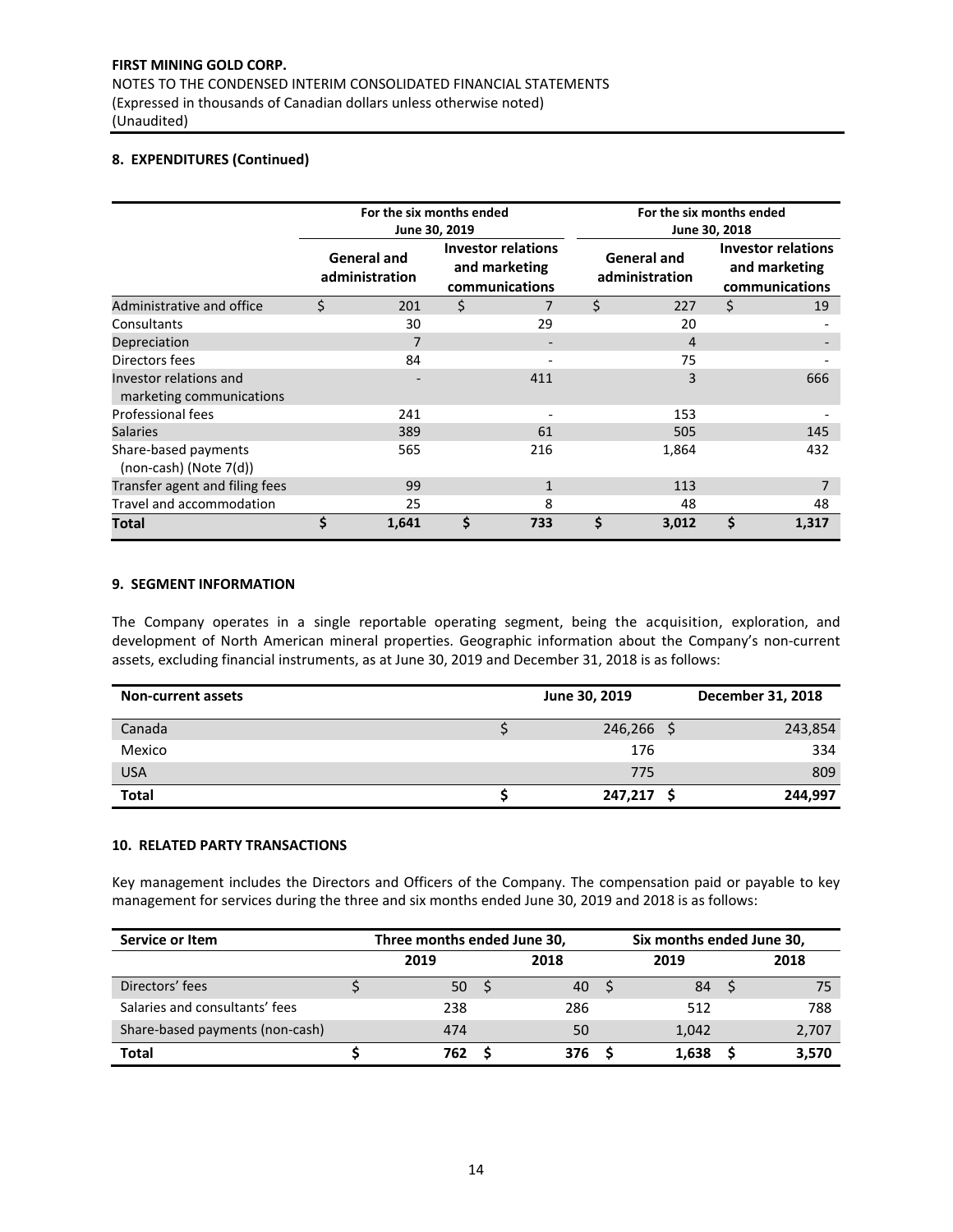**FIRST MINING GOLD CORP.**
NOTES TO THE CONDENSED INTERIM CONSOLIDATED FINANCIAL STATEMENTS
(Expressed in thousands of Canadian dollars unless otherwise noted)
(Unaudited)

## 8. EXPENDITURES (Continued)

| | For the six months ended June 30, 2019 | | For the six months ended June 30, 2018 | |
|---|---|---|---|---|
| | General and administration | Investor relations and marketing communications | General and administration | Investor relations and marketing communications |
| Administrative and office | $ 201 | $ 7 | $ 227 | $ 19 |
| Consultants | 30 | 29 | 20 | - |
| Depreciation | 7 | - | 4 | - |
| Directors fees | 84 | - | 75 | - |
| Investor relations and marketing communications | - | 411 | 3 | 666 |
| Professional fees | 241 | - | 153 | - |
| Salaries | 389 | 61 | 505 | 145 |
| Share-based payments (non-cash) (Note 7(d)) | 565 | 216 | 1,864 | 432 |
| Transfer agent and filing fees | 99 | 1 | 113 | 7 |
| Travel and accommodation | 25 | 8 | 48 | 48 |
| **Total** | **$ 1,641** | **$ 733** | **$ 3,012** | **$ 1,317** |

## 9. SEGMENT INFORMATION

The Company operates in a single reportable operating segment, being the acquisition, exploration, and development of North American mineral properties. Geographic information about the Company's non-current assets, excluding financial instruments, as at June 30, 2019 and December 31, 2018 is as follows:

| Non-current assets | June 30, 2019 | December 31, 2018 |
|---|---|---|
| Canada | $ 246,266 | $ 243,854 |
| Mexico | 176 | 334 |
| USA | 775 | 809 |
| **Total** | **$ 247,217** | **$ 244,997** |

## 10. RELATED PARTY TRANSACTIONS

Key management includes the Directors and Officers of the Company. The compensation paid or payable to key management for services during the three and six months ended June 30, 2019 and 2018 is as follows:

| Service or Item | Three months ended June 30, | | Six months ended June 30, | |
|---|---|---|---|---|
| | 2019 | 2018 | 2019 | 2018 |
| Directors' fees | $ 50 | $ 40 | $ 84 | $ 75 |
| Salaries and consultants' fees | 238 | 286 | 512 | 788 |
| Share-based payments (non-cash) | 474 | 50 | 1,042 | 2,707 |
| **Total** | **$ 762** | **$ 376** | **$ 1,638** | **$ 3,570** |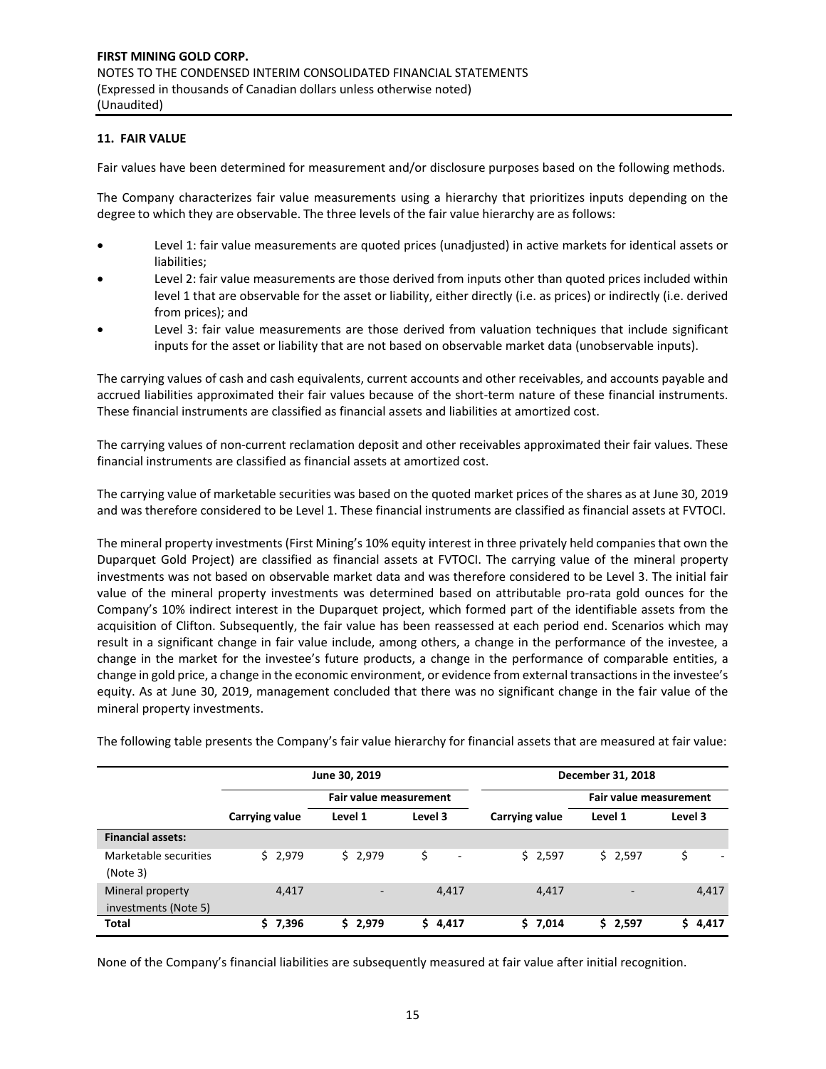## 11. FAIR VALUE

Fair values have been determined for measurement and/or disclosure purposes based on the following methods.

The Company characterizes fair value measurements using a hierarchy that prioritizes inputs depending on the degree to which they are observable. The three levels of the fair value hierarchy are as follows:

- Level 1: fair value measurements are quoted prices (unadjusted) in active markets for identical assets or liabilities;
- Level 2: fair value measurements are those derived from inputs other than quoted prices included within level 1 that are observable for the asset or liability, either directly (i.e. as prices) or indirectly (i.e. derived from prices); and
- Level 3: fair value measurements are those derived from valuation techniques that include significant inputs for the asset or liability that are not based on observable market data (unobservable inputs).

The carrying values of cash and cash equivalents, current accounts and other receivables, and accounts payable and accrued liabilities approximated their fair values because of the short-term nature of these financial instruments. These financial instruments are classified as financial assets and liabilities at amortized cost.

The carrying values of non-current reclamation deposit and other receivables approximated their fair values. These financial instruments are classified as financial assets at amortized cost.

The carrying value of marketable securities was based on the quoted market prices of the shares as at June 30, 2019 and was therefore considered to be Level 1. These financial instruments are classified as financial assets at FVTOCI.

The mineral property investments (First Mining's 10% equity interest in three privately held companies that own the Duparquet Gold Project) are classified as financial assets at FVTOCI. The carrying value of the mineral property investments was not based on observable market data and was therefore considered to be Level 3. The initial fair value of the mineral property investments was determined based on attributable pro-rata gold ounces for the Company's 10% indirect interest in the Duparquet project, which formed part of the identifiable assets from the acquisition of Clifton. Subsequently, the fair value has been reassessed at each period end. Scenarios which may result in a significant change in fair value include, among others, a change in the performance of the investee, a change in the market for the investee's future products, a change in the performance of comparable entities, a change in gold price, a change in the economic environment, or evidence from external transactions in the investee's equity. As at June 30, 2019, management concluded that there was no significant change in the fair value of the mineral property investments.

The following table presents the Company's fair value hierarchy for financial assets that are measured at fair value:

| | June 30, 2019 | | | December 31, 2018 | | |
|---|---|---|---|---|---|---|
| | | Fair value measurement | | | Fair value measurement | |
| | Carrying value | Level 1 | Level 3 | Carrying value | Level 1 | Level 3 |
| **Financial assets:** | | | | | | |
| Marketable securities (Note 3) | $ 2,979 | $ 2,979 | $ - | $ 2,597 | $ 2,597 | $ - |
| Mineral property investments (Note 5) | 4,417 | - | 4,417 | 4,417 | - | 4,417 |
| **Total** | **$ 7,396** | **$ 2,979** | **$ 4,417** | **$ 7,014** | **$ 2,597** | **$ 4,417** |

None of the Company's financial liabilities are subsequently measured at fair value after initial recognition.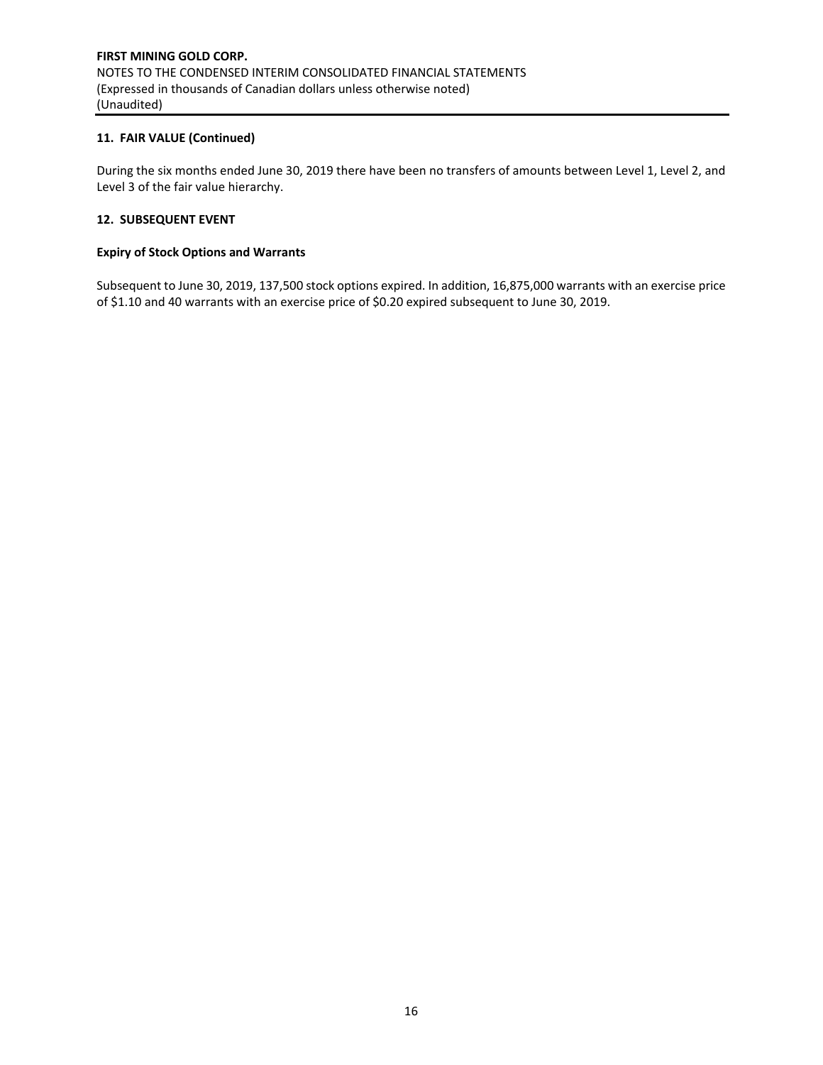## 11. FAIR VALUE (Continued)

During the six months ended June 30, 2019 there have been no transfers of amounts between Level 1, Level 2, and Level 3 of the fair value hierarchy.

## 12. SUBSEQUENT EVENT

### Expiry of Stock Options and Warrants

Subsequent to June 30, 2019, 137,500 stock options expired. In addition, 16,875,000 warrants with an exercise price of $1.10 and 40 warrants with an exercise price of $0.20 expired subsequent to June 30, 2019.